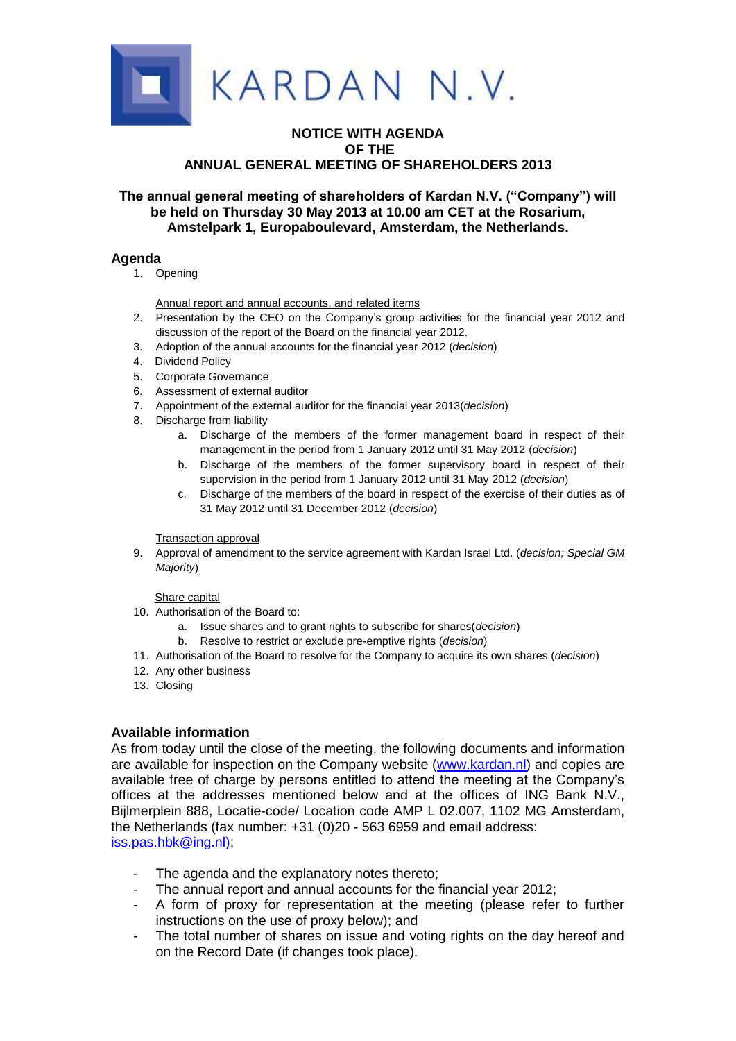KARDAN N.V.

**NOTICE WITH AGENDA**
**OF THE**
**ANNUAL GENERAL MEETING OF SHAREHOLDERS 2013**

**The annual general meeting of shareholders of Kardan N.V. ("Company") will be held on Thursday 30 May 2013 at 10.00 am CET at the Rosarium, Amstelpark 1, Europaboulevard, Amsterdam, the Netherlands.**

## Agenda

1. Opening

   Annual report and annual accounts, and related items

2. Presentation by the CEO on the Company's group activities for the financial year 2012 and discussion of the report of the Board on the financial year 2012.
3. Adoption of the annual accounts for the financial year 2012 (*decision*)
4. Dividend Policy
5. Corporate Governance
6. Assessment of external auditor
7. Appointment of the external auditor for the financial year 2013(*decision*)
8. Discharge from liability
   a. Discharge of the members of the former management board in respect of their management in the period from 1 January 2012 until 31 May 2012 (*decision*)
   b. Discharge of the members of the former supervisory board in respect of their supervision in the period from 1 January 2012 until 31 May 2012 (*decision*)
   c. Discharge of the members of the board in respect of the exercise of their duties as of 31 May 2012 until 31 December 2012 (*decision*)

   Transaction approval

9. Approval of amendment to the service agreement with Kardan Israel Ltd. (*decision; Special GM Majority*)

   Share capital

10. Authorisation of the Board to:
    a. Issue shares and to grant rights to subscribe for shares(*decision*)
    b. Resolve to restrict or exclude pre-emptive rights (*decision*)
11. Authorisation of the Board to resolve for the Company to acquire its own shares (*decision*)
12. Any other business
13. Closing

## Available information

As from today until the close of the meeting, the following documents and information are available for inspection on the Company website (www.kardan.nl) and copies are available free of charge by persons entitled to attend the meeting at the Company's offices at the addresses mentioned below and at the offices of ING Bank N.V., Bijlmerplein 888, Locatie-code/ Location code AMP L 02.007, 1102 MG Amsterdam, the Netherlands (fax number: +31 (0)20 - 563 6959 and email address: iss.pas.hbk@ing.nl):

- The agenda and the explanatory notes thereto;
- The annual report and annual accounts for the financial year 2012;
- A form of proxy for representation at the meeting (please refer to further instructions on the use of proxy below); and
- The total number of shares on issue and voting rights on the day hereof and on the Record Date (if changes took place).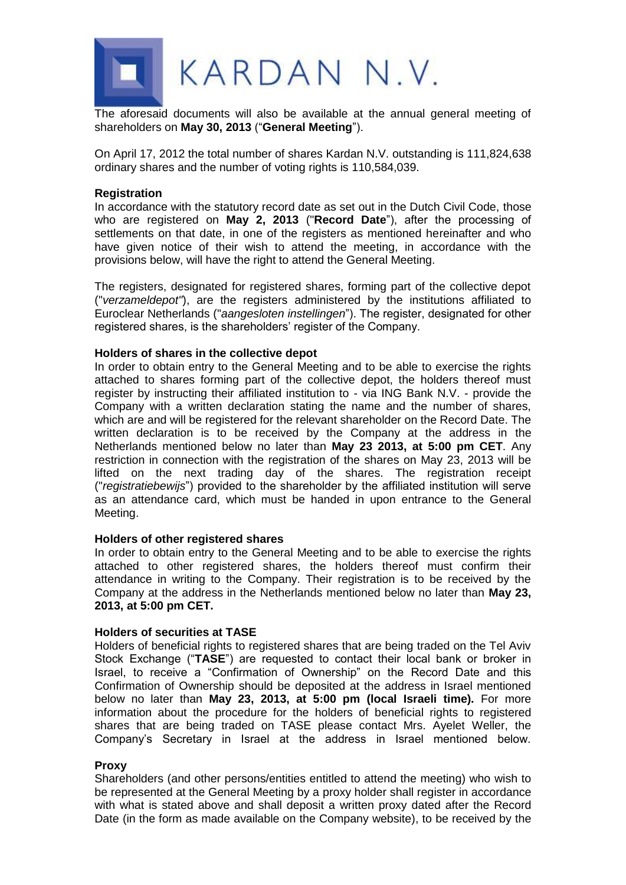The aforesaid documents will also be available at the annual general meeting of shareholders on **May 30, 2013** ("**General Meeting**").

On April 17, 2012 the total number of shares Kardan N.V. outstanding is 111,824,638 ordinary shares and the number of voting rights is 110,584,039.

**Registration**

In accordance with the statutory record date as set out in the Dutch Civil Code, those who are registered on **May 2, 2013** ("**Record Date**"), after the processing of settlements on that date, in one of the registers as mentioned hereinafter and who have given notice of their wish to attend the meeting, in accordance with the provisions below, will have the right to attend the General Meeting.

The registers, designated for registered shares, forming part of the collective depot ("*verzameldepot*"), are the registers administered by the institutions affiliated to Euroclear Netherlands ("*aangesloten instellingen*"). The register, designated for other registered shares, is the shareholders' register of the Company.

**Holders of shares in the collective depot**

In order to obtain entry to the General Meeting and to be able to exercise the rights attached to shares forming part of the collective depot, the holders thereof must register by instructing their affiliated institution to - via ING Bank N.V. - provide the Company with a written declaration stating the name and the number of shares, which are and will be registered for the relevant shareholder on the Record Date. The written declaration is to be received by the Company at the address in the Netherlands mentioned below no later than **May 23 2013, at 5:00 pm CET**. Any restriction in connection with the registration of the shares on May 23, 2013 will be lifted on the next trading day of the shares. The registration receipt ("*registratiebewijs*") provided to the shareholder by the affiliated institution will serve as an attendance card, which must be handed in upon entrance to the General Meeting.

**Holders of other registered shares**

In order to obtain entry to the General Meeting and to be able to exercise the rights attached to other registered shares, the holders thereof must confirm their attendance in writing to the Company. Their registration is to be received by the Company at the address in the Netherlands mentioned below no later than **May 23, 2013, at 5:00 pm CET.**

**Holders of securities at TASE**

Holders of beneficial rights to registered shares that are being traded on the Tel Aviv Stock Exchange ("**TASE**") are requested to contact their local bank or broker in Israel, to receive a "Confirmation of Ownership" on the Record Date and this Confirmation of Ownership should be deposited at the address in Israel mentioned below no later than **May 23, 2013, at 5:00 pm (local Israeli time).** For more information about the procedure for the holders of beneficial rights to registered shares that are being traded on TASE please contact Mrs. Ayelet Weller, the Company's Secretary in Israel at the address in Israel mentioned below.

**Proxy**

Shareholders (and other persons/entities entitled to attend the meeting) who wish to be represented at the General Meeting by a proxy holder shall register in accordance with what is stated above and shall deposit a written proxy dated after the Record Date (in the form as made available on the Company website), to be received by the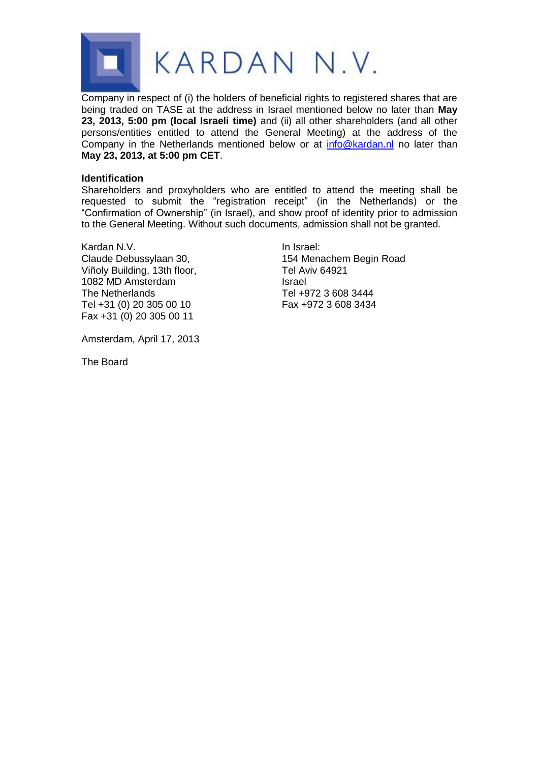KARDAN N.V.

Company in respect of (i) the holders of beneficial rights to registered shares that are being traded on TASE at the address in Israel mentioned below no later than **May 23, 2013, 5:00 pm (local Israeli time)** and (ii) all other shareholders (and all other persons/entities entitled to attend the General Meeting) at the address of the Company in the Netherlands mentioned below or at info@kardan.nl no later than **May 23, 2013, at 5:00 pm CET**.

**Identification**

Shareholders and proxyholders who are entitled to attend the meeting shall be requested to submit the "registration receipt" (in the Netherlands) or the "Confirmation of Ownership" (in Israel), and show proof of identity prior to admission to the General Meeting. Without such documents, admission shall not be granted.

Kardan N.V.
Claude Debussylaan 30,
Viñoly Building, 13th floor,
1082 MD Amsterdam
The Netherlands
Tel +31 (0) 20 305 00 10
Fax +31 (0) 20 305 00 11

In Israel:
154 Menachem Begin Road
Tel Aviv 64921
Israel
Tel +972 3 608 3444
Fax +972 3 608 3434

Amsterdam, April 17, 2013

The Board